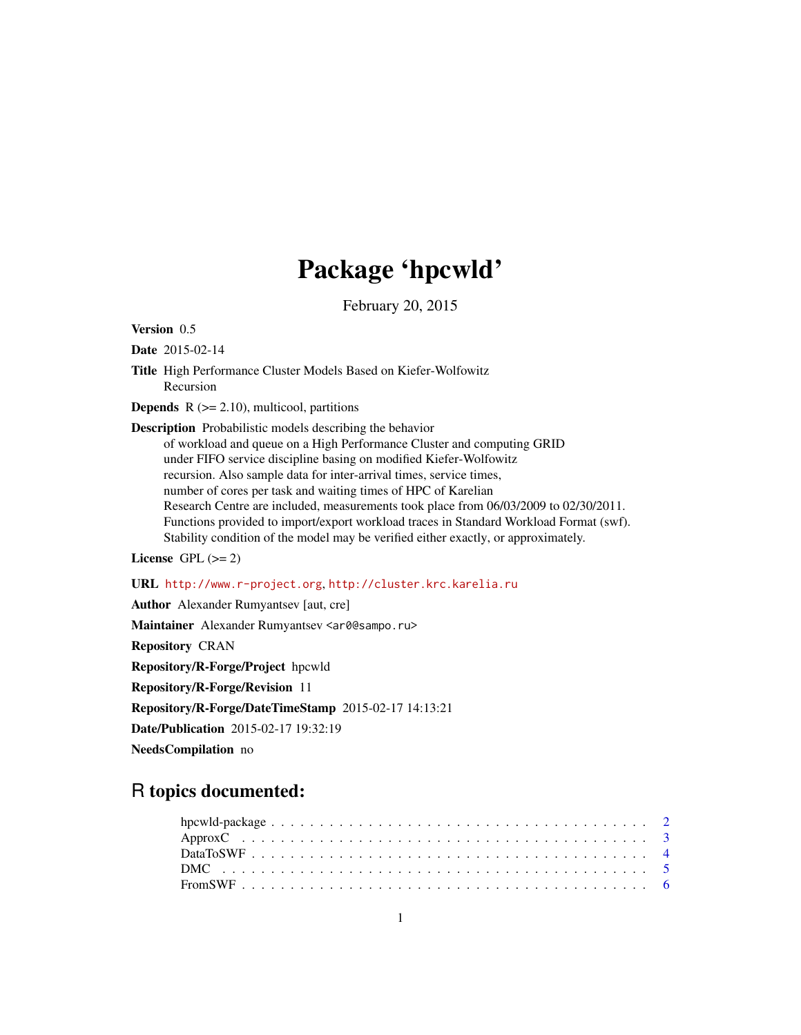# Package 'hpcwld'

February 20, 2015

**Version** 0.5

**Date** 2015-02-14

**Title** High Performance Cluster Models Based on Kiefer-Wolfowitz Recursion

**Depends** R (>= 2.10), multicool, partitions

**Description** Probabilistic models describing the behavior of workload and queue on a High Performance Cluster and computing GRID under FIFO service discipline basing on modified Kiefer-Wolfowitz recursion. Also sample data for inter-arrival times, service times, number of cores per task and waiting times of HPC of Karelian Research Centre are included, measurements took place from 06/03/2009 to 02/30/2011. Functions provided to import/export workload traces in Standard Workload Format (swf). Stability condition of the model may be verified either exactly, or approximately.

**License** GPL (>= 2)

**URL** http://www.r-project.org, http://cluster.krc.karelia.ru

**Author** Alexander Rumyantsev [aut, cre]

**Maintainer** Alexander Rumyantsev <ar0@sampo.ru>

**Repository** CRAN

**Repository/R-Forge/Project** hpcwld

**Repository/R-Forge/Revision** 11

**Repository/R-Forge/DateTimeStamp** 2015-02-17 14:13:21

**Date/Publication** 2015-02-17 19:32:19

**NeedsCompilation** no

## R topics documented:

- hpcwld-package . . . . . . . . . . . . . . . . . . . . . . . . . . . . . . . . . . . . 2
- ApproxC . . . . . . . . . . . . . . . . . . . . . . . . . . . . . . . . . . . . . . . 3
- DataToSWF . . . . . . . . . . . . . . . . . . . . . . . . . . . . . . . . . . . . . 4
- DMC . . . . . . . . . . . . . . . . . . . . . . . . . . . . . . . . . . . . . . . . . 5
- FromSWF . . . . . . . . . . . . . . . . . . . . . . . . . . . . . . . . . . . . . . 6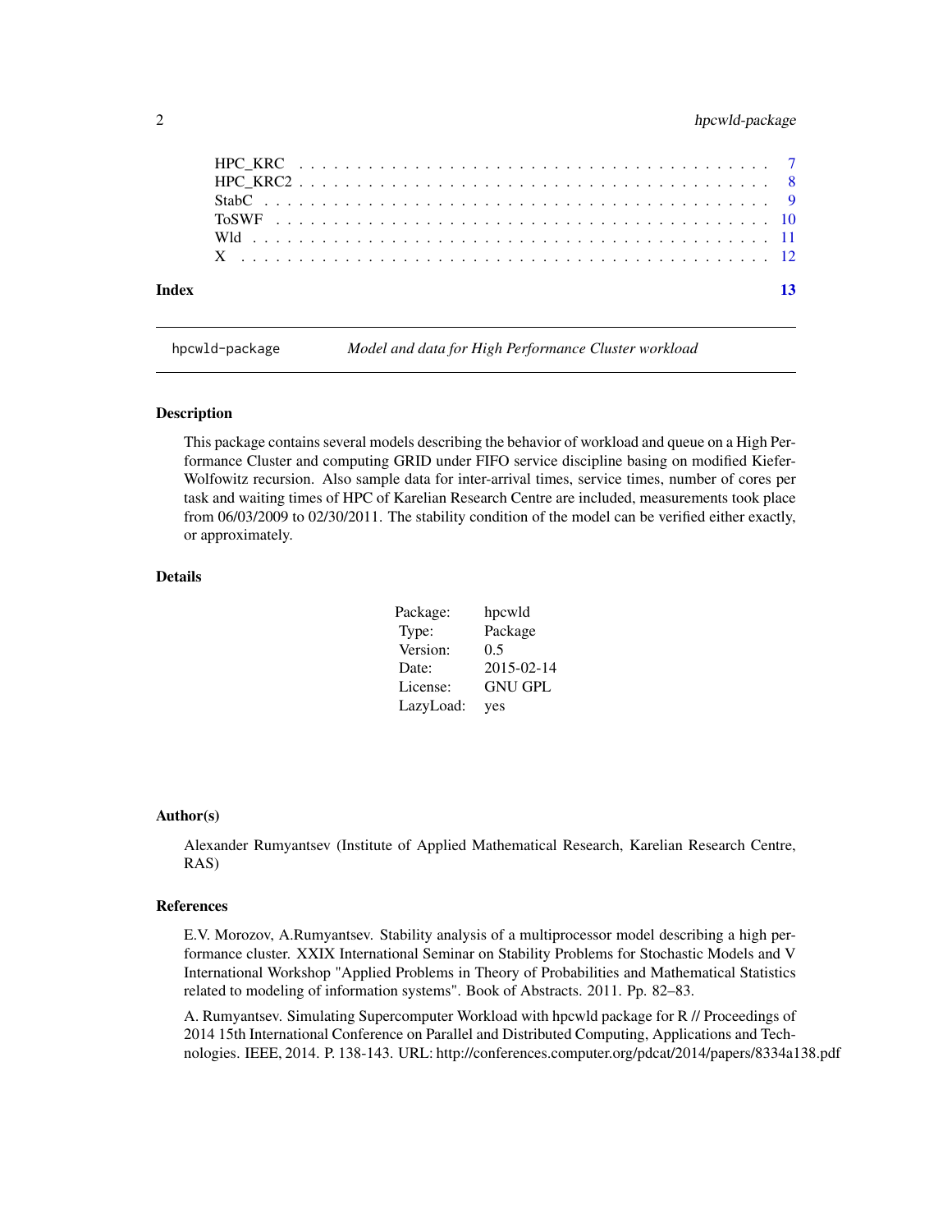| | |
|---|---|
| HPC_KRC | 7 |
| HPC_KRC2 | 8 |
| StabC | 9 |
| ToSWF | 10 |
| Wld | 11 |
| X | 12 |

**Index** 13

---

`hpcwld-package` *Model and data for High Performance Cluster workload*

---

### Description

This package contains several models describing the behavior of workload and queue on a High Performance Cluster and computing GRID under FIFO service discipline basing on modified Kiefer-Wolfowitz recursion. Also sample data for inter-arrival times, service times, number of cores per task and waiting times of HPC of Karelian Research Centre are included, measurements took place from 06/03/2009 to 02/30/2011. The stability condition of the model can be verified either exactly, or approximately.

### Details

| | |
|---|---|
| Package: | hpcwld |
| Type: | Package |
| Version: | 0.5 |
| Date: | 2015-02-14 |
| License: | GNU GPL |
| LazyLoad: | yes |

### Author(s)

Alexander Rumyantsev (Institute of Applied Mathematical Research, Karelian Research Centre, RAS)

### References

E.V. Morozov, A.Rumyantsev. Stability analysis of a multiprocessor model describing a high performance cluster. XXIX International Seminar on Stability Problems for Stochastic Models and V International Workshop "Applied Problems in Theory of Probabilities and Mathematical Statistics related to modeling of information systems". Book of Abstracts. 2011. Pp. 82–83.

A. Rumyantsev. Simulating Supercomputer Workload with hpcwld package for R // Proceedings of 2014 15th International Conference on Parallel and Distributed Computing, Applications and Technologies. IEEE, 2014. P. 138-143. URL: http://conferences.computer.org/pdcat/2014/papers/8334a138.pdf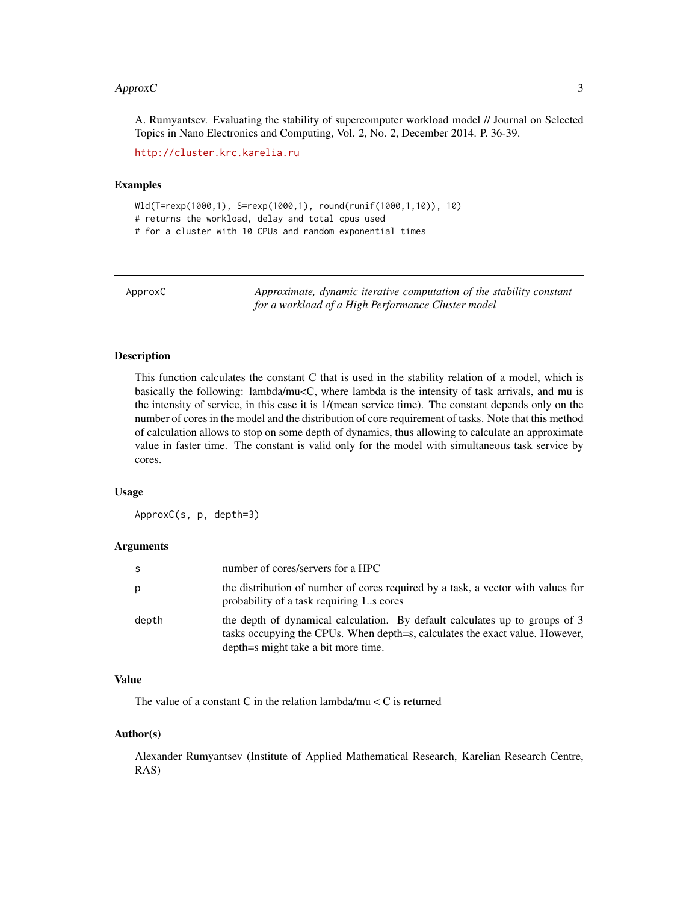A. Rumyantsev. Evaluating the stability of supercomputer workload model // Journal on Selected Topics in Nano Electronics and Computing, Vol. 2, No. 2, December 2014. P. 36-39.

http://cluster.krc.karelia.ru

### Examples

```
Wld(T=rexp(1000,1), S=rexp(1000,1), round(runif(1000,1,10)), 10)
# returns the workload, delay and total cpus used
# for a cluster with 10 CPUs and random exponential times
```

---

## ApproxC — *Approximate, dynamic iterative computation of the stability constant for a workload of a High Performance Cluster model*

---

### Description

This function calculates the constant C that is used in the stability relation of a model, which is basically the following: lambda/mu<C, where lambda is the intensity of task arrivals, and mu is the intensity of service, in this case it is 1/(mean service time). The constant depends only on the number of cores in the model and the distribution of core requirement of tasks. Note that this method of calculation allows to stop on some depth of dynamics, thus allowing to calculate an approximate value in faster time. The constant is valid only for the model with simultaneous task service by cores.

### Usage

```
ApproxC(s, p, depth=3)
```

### Arguments

| | |
|---|---|
| `s` | number of cores/servers for a HPC |
| `p` | the distribution of number of cores required by a task, a vector with values for probability of a task requiring 1..s cores |
| `depth` | the depth of dynamical calculation. By default calculates up to groups of 3 tasks occupying the CPUs. When depth=s, calculates the exact value. However, depth=s might take a bit more time. |

### Value

The value of a constant C in the relation lambda/mu < C is returned

### Author(s)

Alexander Rumyantsev (Institute of Applied Mathematical Research, Karelian Research Centre, RAS)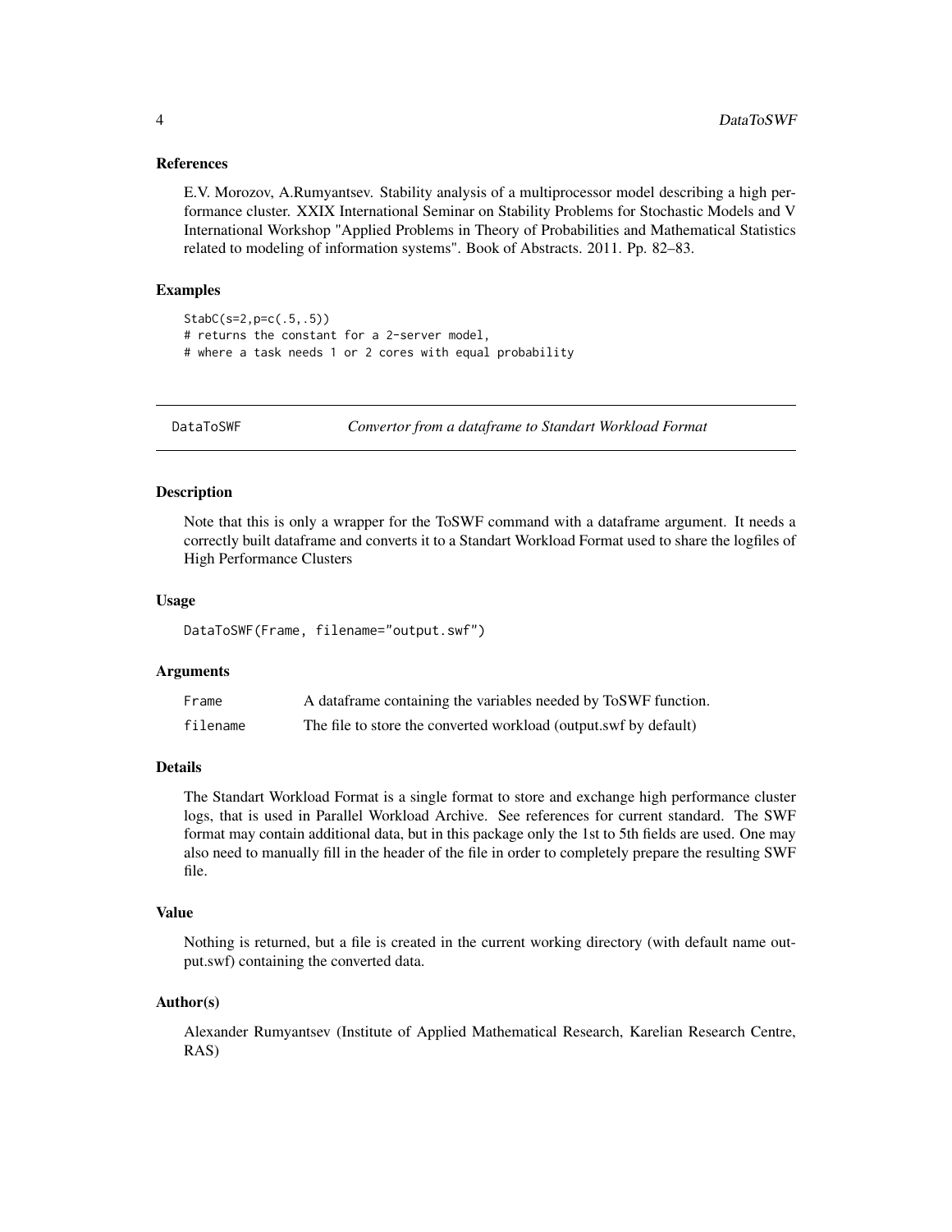### References

E.V. Morozov, A.Rumyantsev. Stability analysis of a multiprocessor model describing a high performance cluster. XXIX International Seminar on Stability Problems for Stochastic Models and V International Workshop "Applied Problems in Theory of Probabilities and Mathematical Statistics related to modeling of information systems". Book of Abstracts. 2011. Pp. 82–83.

### Examples

```
StabC(s=2,p=c(.5,.5))
# returns the constant for a 2-server model,
# where a task needs 1 or 2 cores with equal probability
```

---

## DataToSWF — *Convertor from a dataframe to Standart Workload Format*

---

### Description

Note that this is only a wrapper for the ToSWF command with a dataframe argument. It needs a correctly built dataframe and converts it to a Standart Workload Format used to share the logfiles of High Performance Clusters

### Usage

```
DataToSWF(Frame, filename="output.swf")
```

### Arguments

| | |
|---|---|
| `Frame` | A dataframe containing the variables needed by ToSWF function. |
| `filename` | The file to store the converted workload (output.swf by default) |

### Details

The Standart Workload Format is a single format to store and exchange high performance cluster logs, that is used in Parallel Workload Archive. See references for current standard. The SWF format may contain additional data, but in this package only the 1st to 5th fields are used. One may also need to manually fill in the header of the file in order to completely prepare the resulting SWF file.

### Value

Nothing is returned, but a file is created in the current working directory (with default name output.swf) containing the converted data.

### Author(s)

Alexander Rumyantsev (Institute of Applied Mathematical Research, Karelian Research Centre, RAS)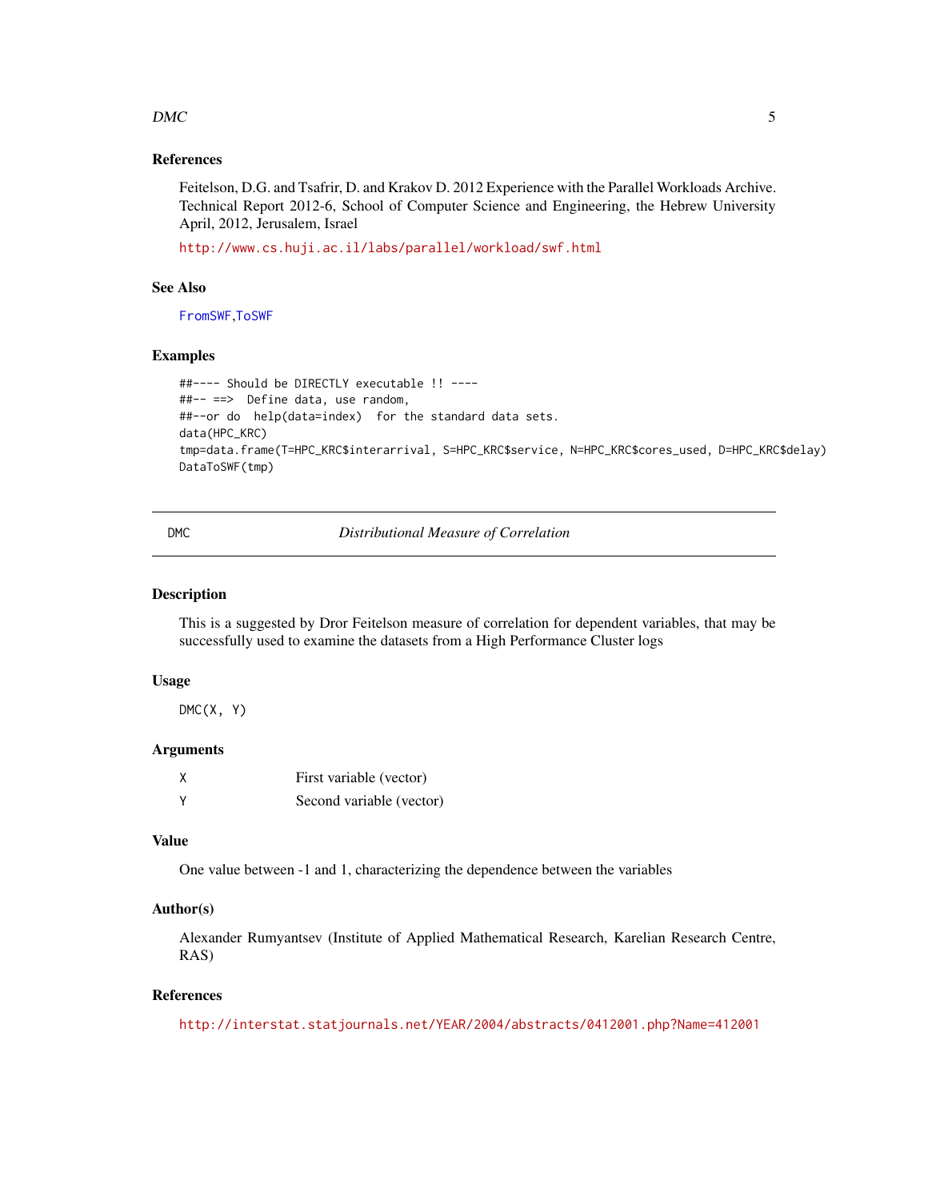### References

Feitelson, D.G. and Tsafrir, D. and Krakov D. 2012 Experience with the Parallel Workloads Archive. Technical Report 2012-6, School of Computer Science and Engineering, the Hebrew University April, 2012, Jerusalem, Israel

http://www.cs.huji.ac.il/labs/parallel/workload/swf.html

### See Also

FromSWF,ToSWF

### Examples

```
##---- Should be DIRECTLY executable !! ----
##-- ==>  Define data, use random,
##--or do  help(data=index)  for the standard data sets.
data(HPC_KRC)
tmp=data.frame(T=HPC_KRC$interarrival, S=HPC_KRC$service, N=HPC_KRC$cores_used, D=HPC_KRC$delay)
DataToSWF(tmp)
```

---

## DMC *Distributional Measure of Correlation*

### Description

This is a suggested by Dror Feitelson measure of correlation for dependent variables, that may be successfully used to examine the datasets from a High Performance Cluster logs

### Usage

```
DMC(X, Y)
```

### Arguments

| | |
|---|---|
| X | First variable (vector) |
| Y | Second variable (vector) |

### Value

One value between -1 and 1, characterizing the dependence between the variables

### Author(s)

Alexander Rumyantsev (Institute of Applied Mathematical Research, Karelian Research Centre, RAS)

### References

http://interstat.statjournals.net/YEAR/2004/abstracts/0412001.php?Name=412001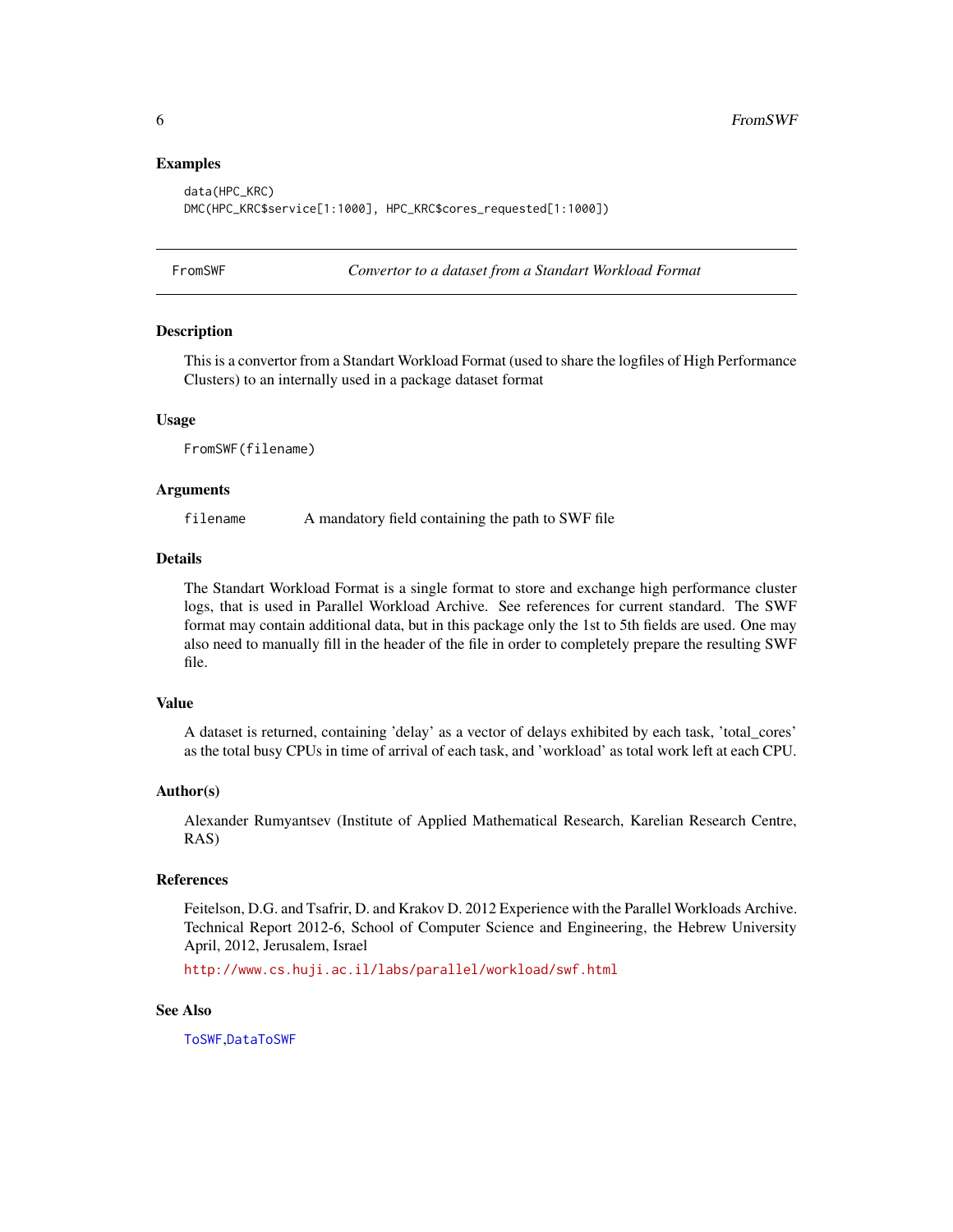### Examples

```
data(HPC_KRC)
DMC(HPC_KRC$service[1:1000], HPC_KRC$cores_requested[1:1000])
```

---

## FromSWF *Convertor to a dataset from a Standart Workload Format*

---

### Description

This is a convertor from a Standart Workload Format (used to share the logfiles of High Performance Clusters) to an internally used in a package dataset format

### Usage

```
FromSWF(filename)
```

### Arguments

| | |
|---|---|
| `filename` | A mandatory field containing the path to SWF file |

### Details

The Standart Workload Format is a single format to store and exchange high performance cluster logs, that is used in Parallel Workload Archive. See references for current standard. The SWF format may contain additional data, but in this package only the 1st to 5th fields are used. One may also need to manually fill in the header of the file in order to completely prepare the resulting SWF file.

### Value

A dataset is returned, containing 'delay' as a vector of delays exhibited by each task, 'total_cores' as the total busy CPUs in time of arrival of each task, and 'workload' as total work left at each CPU.

### Author(s)

Alexander Rumyantsev (Institute of Applied Mathematical Research, Karelian Research Centre, RAS)

### References

Feitelson, D.G. and Tsafrir, D. and Krakov D. 2012 Experience with the Parallel Workloads Archive. Technical Report 2012-6, School of Computer Science and Engineering, the Hebrew University April, 2012, Jerusalem, Israel

http://www.cs.huji.ac.il/labs/parallel/workload/swf.html

### See Also

ToSWF,DataToSWF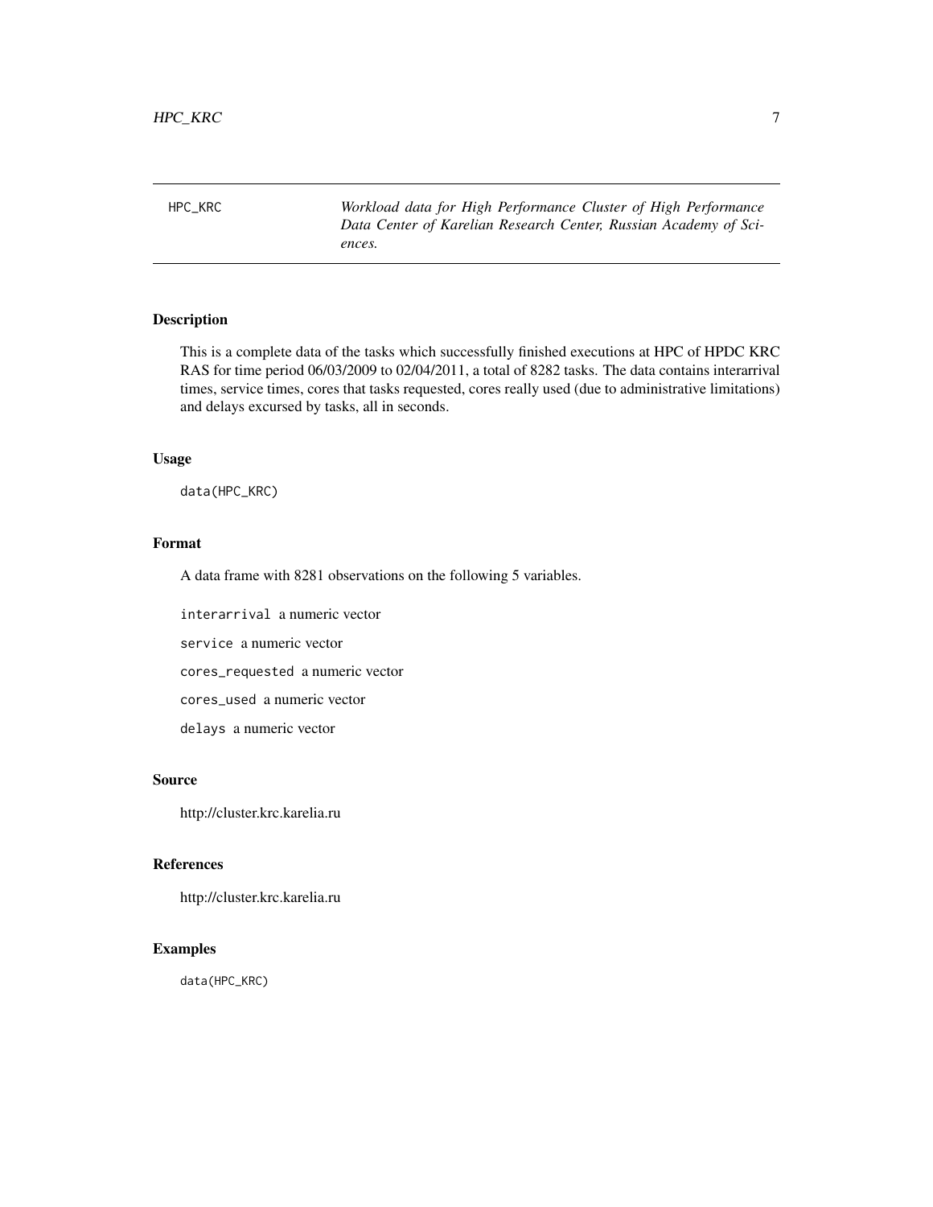## HPC_KRC

*Workload data for High Performance Cluster of High Performance Data Center of Karelian Research Center, Russian Academy of Sciences.*

### Description

This is a complete data of the tasks which successfully finished executions at HPC of HPDC KRC RAS for time period 06/03/2009 to 02/04/2011, a total of 8282 tasks. The data contains interarrival times, service times, cores that tasks requested, cores really used (due to administrative limitations) and delays excursed by tasks, all in seconds.

### Usage

```
data(HPC_KRC)
```

### Format

A data frame with 8281 observations on the following 5 variables.

`interarrival` a numeric vector

`service` a numeric vector

`cores_requested` a numeric vector

`cores_used` a numeric vector

`delays` a numeric vector

### Source

http://cluster.krc.karelia.ru

### References

http://cluster.krc.karelia.ru

### Examples

```
data(HPC_KRC)
```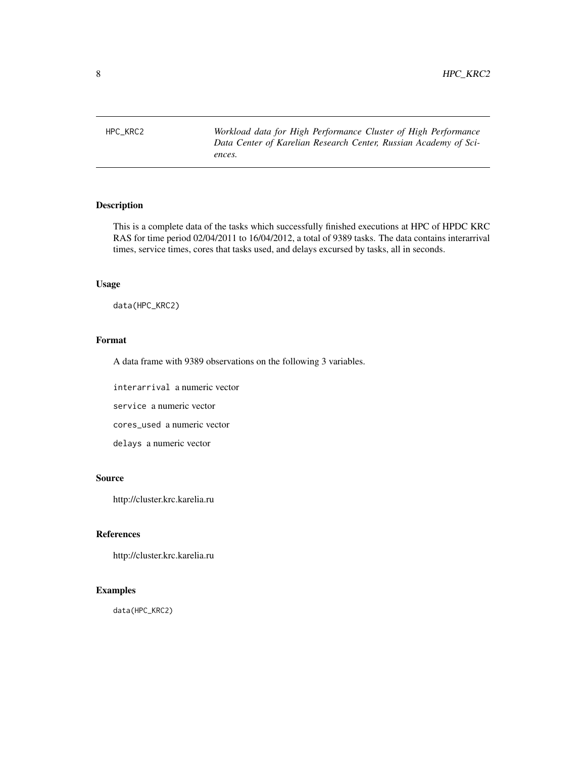HPC_KRC2 *Workload data for High Performance Cluster of High Performance Data Center of Karelian Research Center, Russian Academy of Sciences.*

## Description

This is a complete data of the tasks which successfully finished executions at HPC of HPDC KRC RAS for time period 02/04/2011 to 16/04/2012, a total of 9389 tasks. The data contains interarrival times, service times, cores that tasks used, and delays excursed by tasks, all in seconds.

## Usage

```
data(HPC_KRC2)
```

## Format

A data frame with 9389 observations on the following 3 variables.

`interarrival` a numeric vector

`service` a numeric vector

`cores_used` a numeric vector

`delays` a numeric vector

## Source

http://cluster.krc.karelia.ru

## References

http://cluster.krc.karelia.ru

## Examples

```
data(HPC_KRC2)
```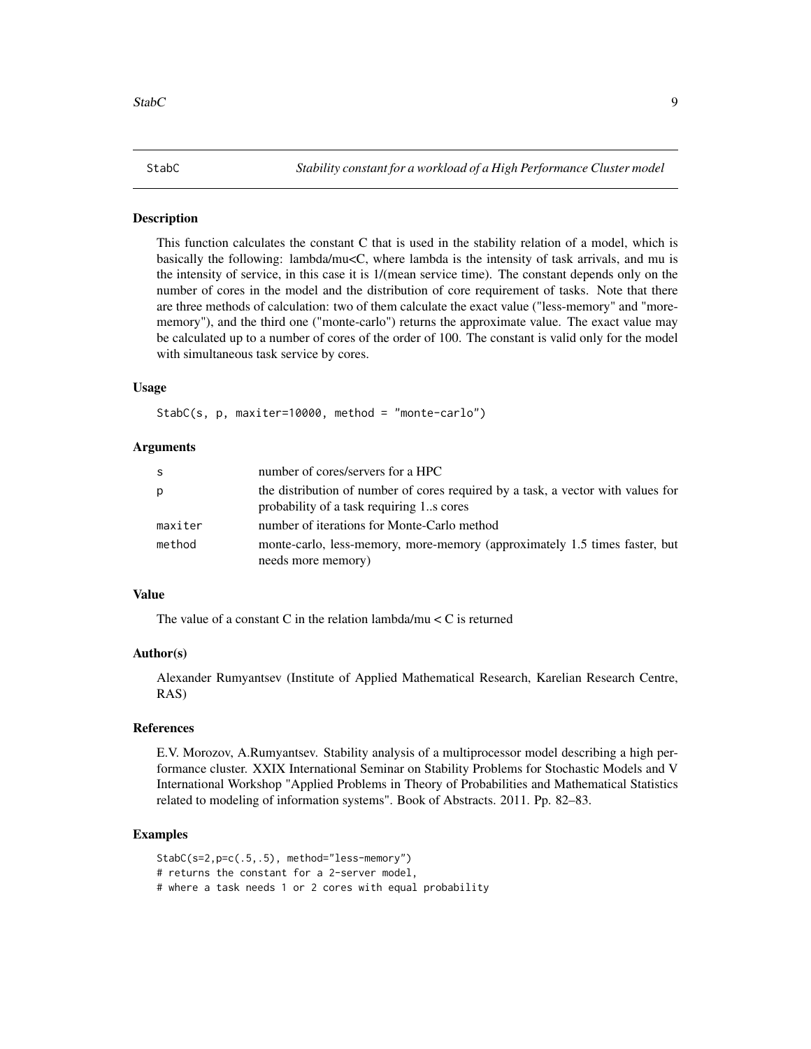## StabC — *Stability constant for a workload of a High Performance Cluster model*

### Description

This function calculates the constant C that is used in the stability relation of a model, which is basically the following: lambda/mu<C, where lambda is the intensity of task arrivals, and mu is the intensity of service, in this case it is 1/(mean service time). The constant depends only on the number of cores in the model and the distribution of core requirement of tasks. Note that there are three methods of calculation: two of them calculate the exact value ("less-memory" and "more-memory"), and the third one ("monte-carlo") returns the approximate value. The exact value may be calculated up to a number of cores of the order of 100. The constant is valid only for the model with simultaneous task service by cores.

### Usage

```
StabC(s, p, maxiter=10000, method = "monte-carlo")
```

### Arguments

| | |
|---|---|
| s | number of cores/servers for a HPC |
| p | the distribution of number of cores required by a task, a vector with values for probability of a task requiring 1..s cores |
| maxiter | number of iterations for Monte-Carlo method |
| method | monte-carlo, less-memory, more-memory (approximately 1.5 times faster, but needs more memory) |

### Value

The value of a constant C in the relation lambda/mu < C is returned

### Author(s)

Alexander Rumyantsev (Institute of Applied Mathematical Research, Karelian Research Centre, RAS)

### References

E.V. Morozov, A.Rumyantsev. Stability analysis of a multiprocessor model describing a high performance cluster. XXIX International Seminar on Stability Problems for Stochastic Models and V International Workshop "Applied Problems in Theory of Probabilities and Mathematical Statistics related to modeling of information systems". Book of Abstracts. 2011. Pp. 82–83.

### Examples

```
StabC(s=2,p=c(.5,.5), method="less-memory")
# returns the constant for a 2-server model,
# where a task needs 1 or 2 cores with equal probability
```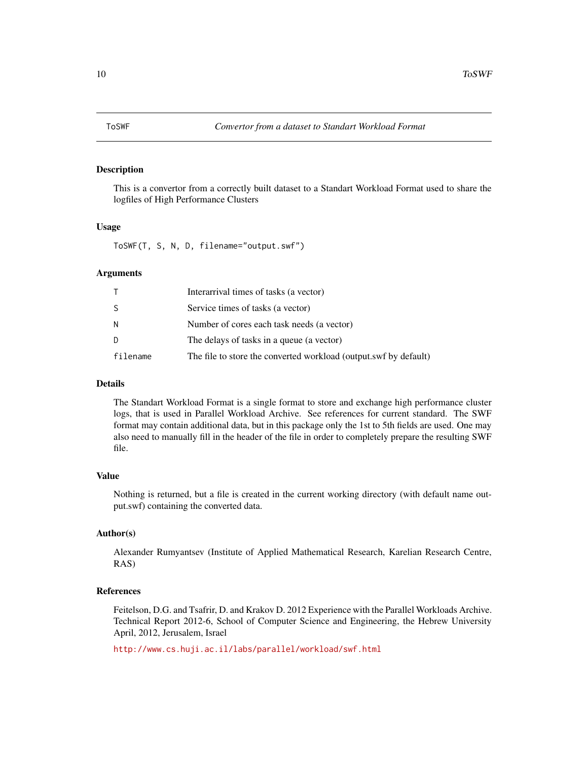# ToSWF — *Convertor from a dataset to Standart Workload Format*

## Description

This is a convertor from a correctly built dataset to a Standart Workload Format used to share the logfiles of High Performance Clusters

## Usage

```
ToSWF(T, S, N, D, filename="output.swf")
```

## Arguments

| | |
|---|---|
| `T` | Interarrival times of tasks (a vector) |
| `S` | Service times of tasks (a vector) |
| `N` | Number of cores each task needs (a vector) |
| `D` | The delays of tasks in a queue (a vector) |
| `filename` | The file to store the converted workload (output.swf by default) |

## Details

The Standart Workload Format is a single format to store and exchange high performance cluster logs, that is used in Parallel Workload Archive. See references for current standard. The SWF format may contain additional data, but in this package only the 1st to 5th fields are used. One may also need to manually fill in the header of the file in order to completely prepare the resulting SWF file.

## Value

Nothing is returned, but a file is created in the current working directory (with default name output.swf) containing the converted data.

## Author(s)

Alexander Rumyantsev (Institute of Applied Mathematical Research, Karelian Research Centre, RAS)

## References

Feitelson, D.G. and Tsafrir, D. and Krakov D. 2012 Experience with the Parallel Workloads Archive. Technical Report 2012-6, School of Computer Science and Engineering, the Hebrew University April, 2012, Jerusalem, Israel

http://www.cs.huji.ac.il/labs/parallel/workload/swf.html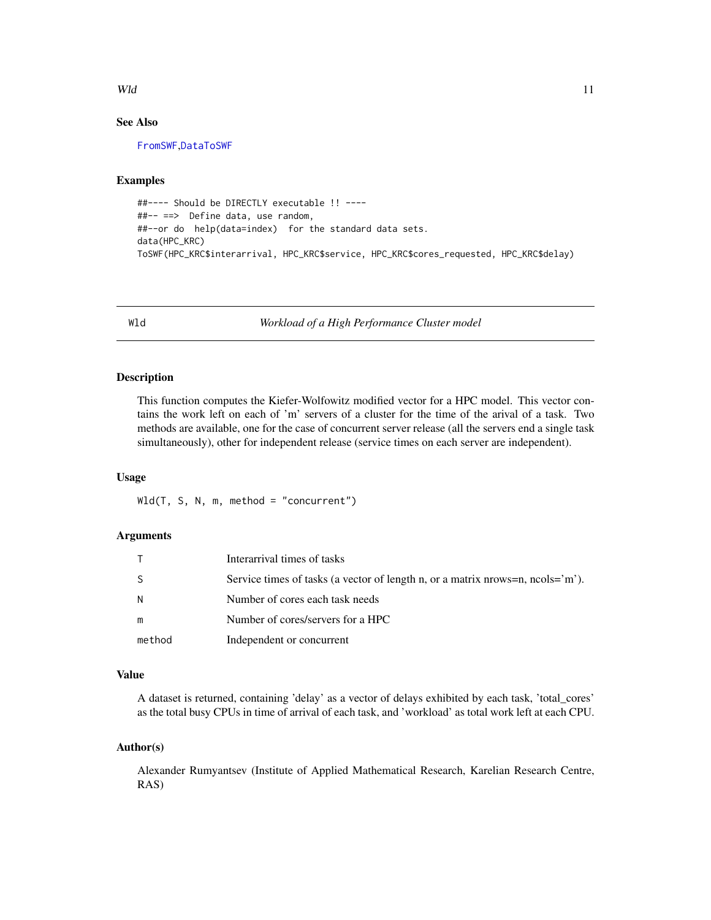### See Also

FromSWF,DataToSWF

### Examples

```
##---- Should be DIRECTLY executable !! ----
##-- ==>  Define data, use random,
##--or do  help(data=index)  for the standard data sets.
data(HPC_KRC)
ToSWF(HPC_KRC$interarrival, HPC_KRC$service, HPC_KRC$cores_requested, HPC_KRC$delay)
```

---

## Wld — *Workload of a High Performance Cluster model*

### Description

This function computes the Kiefer-Wolfowitz modified vector for a HPC model. This vector contains the work left on each of 'm' servers of a cluster for the time of the arival of a task. Two methods are available, one for the case of concurrent server release (all the servers end a single task simultaneously), other for independent release (service times on each server are independent).

### Usage

```
Wld(T, S, N, m, method = "concurrent")
```

### Arguments

| | |
|---|---|
| T | Interarrival times of tasks |
| S | Service times of tasks (a vector of length n, or a matrix nrows=n, ncols='m'). |
| N | Number of cores each task needs |
| m | Number of cores/servers for a HPC |
| method | Independent or concurrent |

### Value

A dataset is returned, containing 'delay' as a vector of delays exhibited by each task, 'total_cores' as the total busy CPUs in time of arrival of each task, and 'workload' as total work left at each CPU.

### Author(s)

Alexander Rumyantsev (Institute of Applied Mathematical Research, Karelian Research Centre, RAS)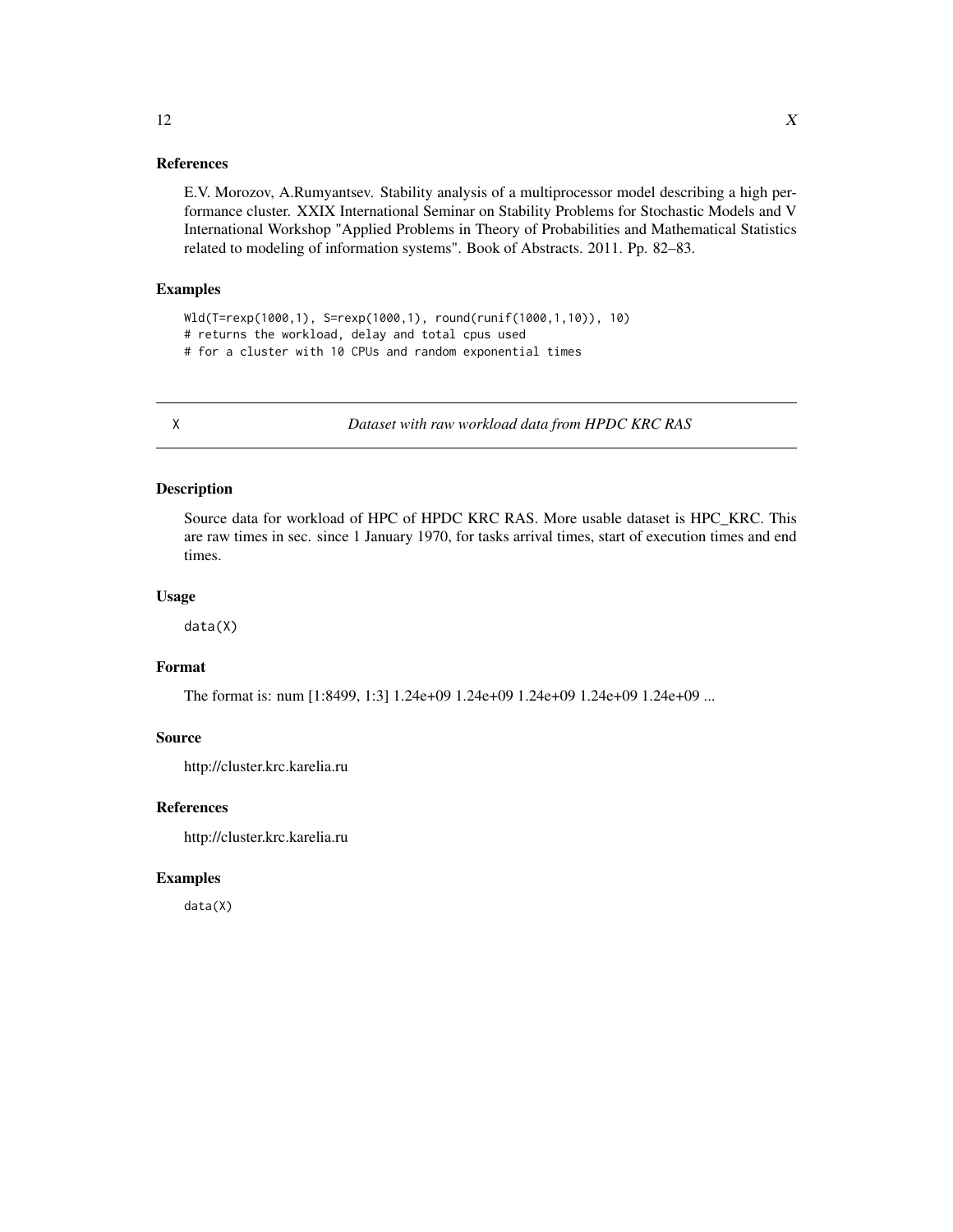### References

E.V. Morozov, A.Rumyantsev. Stability analysis of a multiprocessor model describing a high performance cluster. XXIX International Seminar on Stability Problems for Stochastic Models and V International Workshop "Applied Problems in Theory of Probabilities and Mathematical Statistics related to modeling of information systems". Book of Abstracts. 2011. Pp. 82–83.

### Examples

```
Wld(T=rexp(1000,1), S=rexp(1000,1), round(runif(1000,1,10)), 10)
# returns the workload, delay and total cpus used
# for a cluster with 10 CPUs and random exponential times
```

---

## X — *Dataset with raw workload data from HPDC KRC RAS*

### Description

Source data for workload of HPC of HPDC KRC RAS. More usable dataset is HPC_KRC. This are raw times in sec. since 1 January 1970, for tasks arrival times, start of execution times and end times.

### Usage

```
data(X)
```

### Format

The format is: num [1:8499, 1:3] 1.24e+09 1.24e+09 1.24e+09 1.24e+09 1.24e+09 ...

### Source

http://cluster.krc.karelia.ru

### References

http://cluster.krc.karelia.ru

### Examples

```
data(X)
```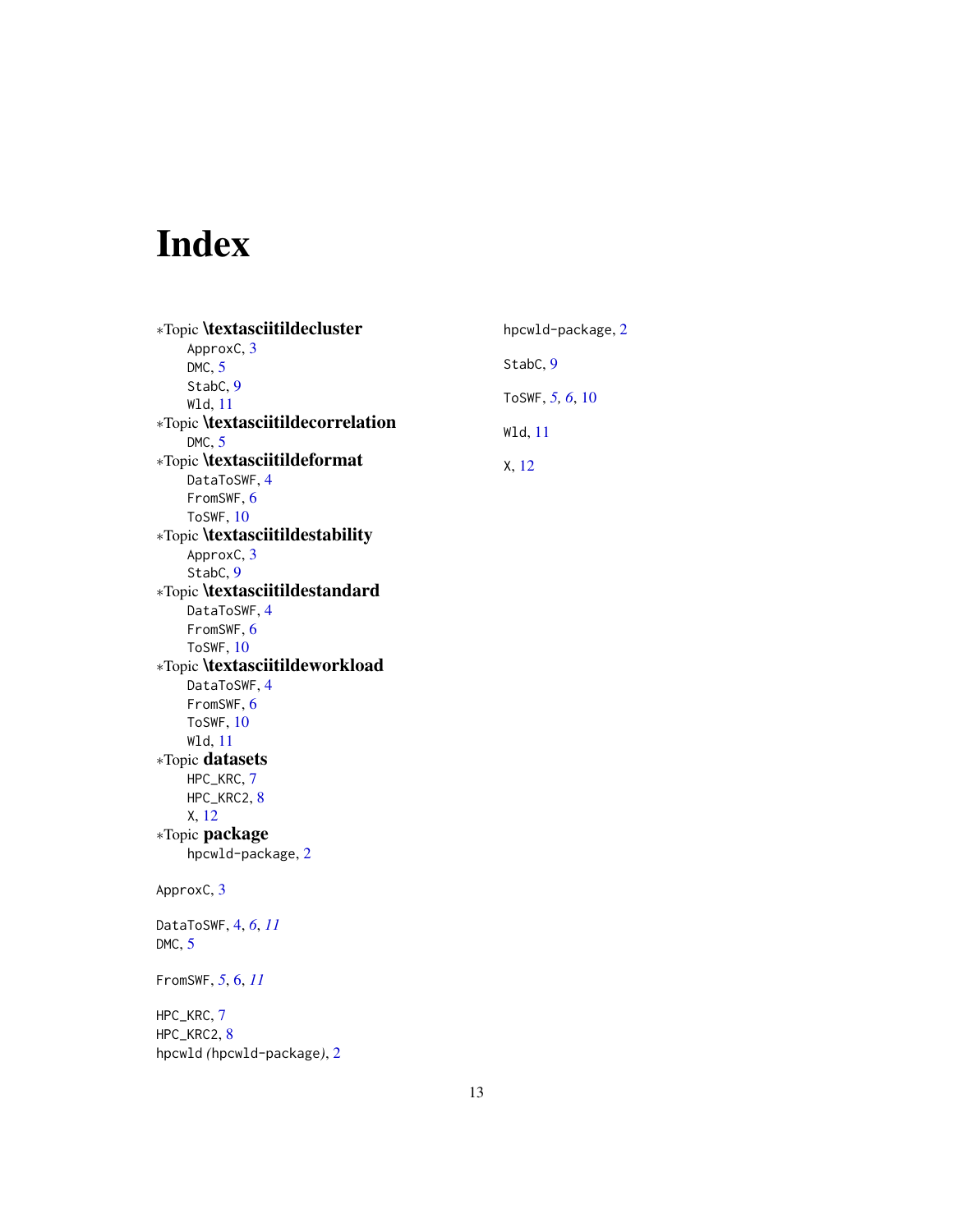# Index

∗Topic **\textasciitildecluster**
- ApproxC, 3
- DMC, 5
- StabC, 9
- Wld, 11

∗Topic **\textasciitildecorrelation**
- DMC, 5

∗Topic **\textasciitildeformat**
- DataToSWF, 4
- FromSWF, 6
- ToSWF, 10

∗Topic **\textasciitildestability**
- ApproxC, 3
- StabC, 9

∗Topic **\textasciitildestandard**
- DataToSWF, 4
- FromSWF, 6
- ToSWF, 10

∗Topic **\textasciitildeworkload**
- DataToSWF, 4
- FromSWF, 6
- ToSWF, 10
- Wld, 11

∗Topic **datasets**
- HPC_KRC, 7
- HPC_KRC2, 8
- X, 12

∗Topic **package**
- hpcwld-package, 2

ApproxC, 3

DataToSWF, 4, *6*, *11*
DMC, 5

FromSWF, *5*, 6, *11*

HPC_KRC, 7
HPC_KRC2, 8
hpcwld *(*hpcwld-package*)*, 2
hpcwld-package, 2

StabC, 9

ToSWF, *5*, *6*, 10

Wld, 11

X, 12